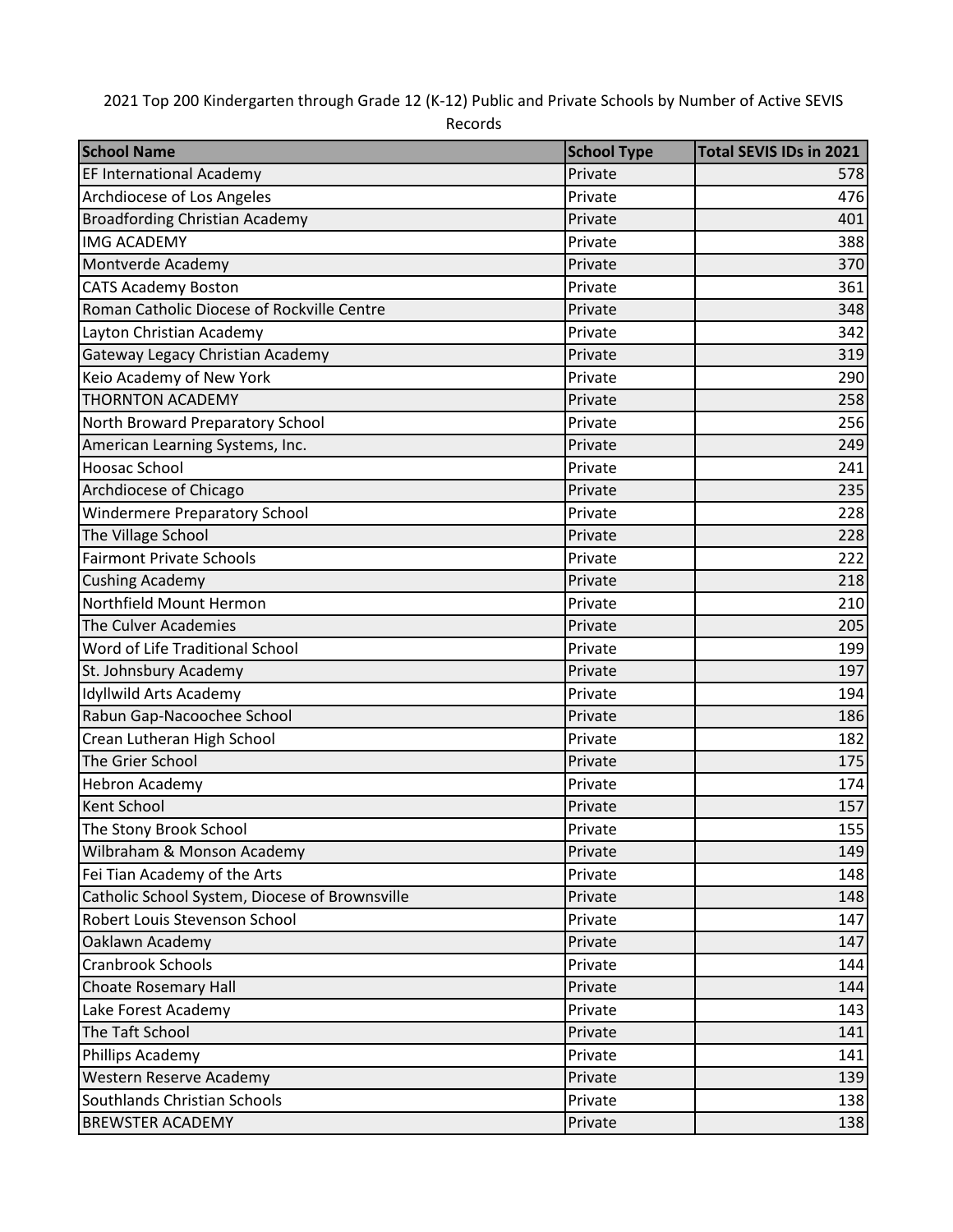2021 Top 200 Kindergarten through Grade 12 (K-12) Public and Private Schools by Number of Active SEVIS Records

| School Name | School Type | Total SEVIS IDs in 2021 |
| --- | --- | --- |
| EF International Academy | Private | 578 |
| Archdiocese of Los Angeles | Private | 476 |
| Broadfording Christian Academy | Private | 401 |
| IMG ACADEMY | Private | 388 |
| Montverde Academy | Private | 370 |
| CATS Academy Boston | Private | 361 |
| Roman Catholic Diocese of Rockville Centre | Private | 348 |
| Layton Christian Academy | Private | 342 |
| Gateway Legacy Christian Academy | Private | 319 |
| Keio Academy of New York | Private | 290 |
| THORNTON ACADEMY | Private | 258 |
| North Broward Preparatory School | Private | 256 |
| American Learning Systems, Inc. | Private | 249 |
| Hoosac School | Private | 241 |
| Archdiocese of Chicago | Private | 235 |
| Windermere Preparatory School | Private | 228 |
| The Village School | Private | 228 |
| Fairmont Private Schools | Private | 222 |
| Cushing Academy | Private | 218 |
| Northfield Mount Hermon | Private | 210 |
| The Culver Academies | Private | 205 |
| Word of Life Traditional School | Private | 199 |
| St. Johnsbury Academy | Private | 197 |
| Idyllwild Arts Academy | Private | 194 |
| Rabun Gap-Nacoochee School | Private | 186 |
| Crean Lutheran High School | Private | 182 |
| The Grier School | Private | 175 |
| Hebron Academy | Private | 174 |
| Kent School | Private | 157 |
| The Stony Brook School | Private | 155 |
| Wilbraham & Monson Academy | Private | 149 |
| Fei Tian Academy of the Arts | Private | 148 |
| Catholic School System, Diocese of Brownsville | Private | 148 |
| Robert Louis Stevenson School | Private | 147 |
| Oaklawn Academy | Private | 147 |
| Cranbrook Schools | Private | 144 |
| Choate Rosemary Hall | Private | 144 |
| Lake Forest Academy | Private | 143 |
| The Taft School | Private | 141 |
| Phillips Academy | Private | 141 |
| Western Reserve Academy | Private | 139 |
| Southlands Christian Schools | Private | 138 |
| BREWSTER ACADEMY | Private | 138 |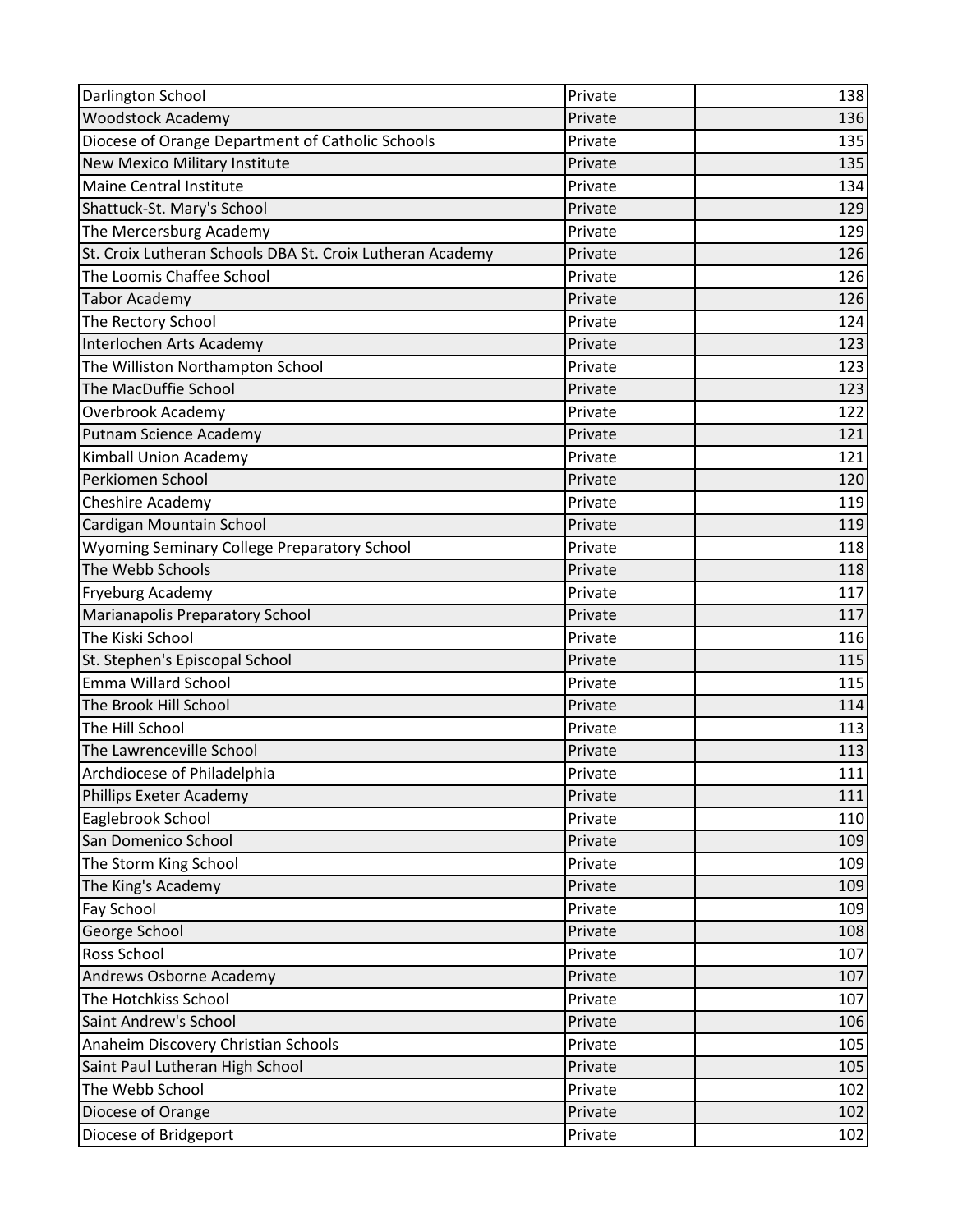| | | |
|---|---|---|
| Darlington School | Private | 138 |
| Woodstock Academy | Private | 136 |
| Diocese of Orange Department of Catholic Schools | Private | 135 |
| New Mexico Military Institute | Private | 135 |
| Maine Central Institute | Private | 134 |
| Shattuck-St. Mary's School | Private | 129 |
| The Mercersburg Academy | Private | 129 |
| St. Croix Lutheran Schools DBA St. Croix Lutheran Academy | Private | 126 |
| The Loomis Chaffee School | Private | 126 |
| Tabor Academy | Private | 126 |
| The Rectory School | Private | 124 |
| Interlochen Arts Academy | Private | 123 |
| The Williston Northampton School | Private | 123 |
| The MacDuffie School | Private | 123 |
| Overbrook Academy | Private | 122 |
| Putnam Science Academy | Private | 121 |
| Kimball Union Academy | Private | 121 |
| Perkiomen School | Private | 120 |
| Cheshire Academy | Private | 119 |
| Cardigan Mountain School | Private | 119 |
| Wyoming Seminary College Preparatory School | Private | 118 |
| The Webb Schools | Private | 118 |
| Fryeburg Academy | Private | 117 |
| Marianapolis Preparatory School | Private | 117 |
| The Kiski School | Private | 116 |
| St. Stephen's Episcopal School | Private | 115 |
| Emma Willard School | Private | 115 |
| The Brook Hill School | Private | 114 |
| The Hill School | Private | 113 |
| The Lawrenceville School | Private | 113 |
| Archdiocese of Philadelphia | Private | 111 |
| Phillips Exeter Academy | Private | 111 |
| Eaglebrook School | Private | 110 |
| San Domenico School | Private | 109 |
| The Storm King School | Private | 109 |
| The King's Academy | Private | 109 |
| Fay School | Private | 109 |
| George School | Private | 108 |
| Ross School | Private | 107 |
| Andrews Osborne Academy | Private | 107 |
| The Hotchkiss School | Private | 107 |
| Saint Andrew's School | Private | 106 |
| Anaheim Discovery Christian Schools | Private | 105 |
| Saint Paul Lutheran High School | Private | 105 |
| The Webb School | Private | 102 |
| Diocese of Orange | Private | 102 |
| Diocese of Bridgeport | Private | 102 |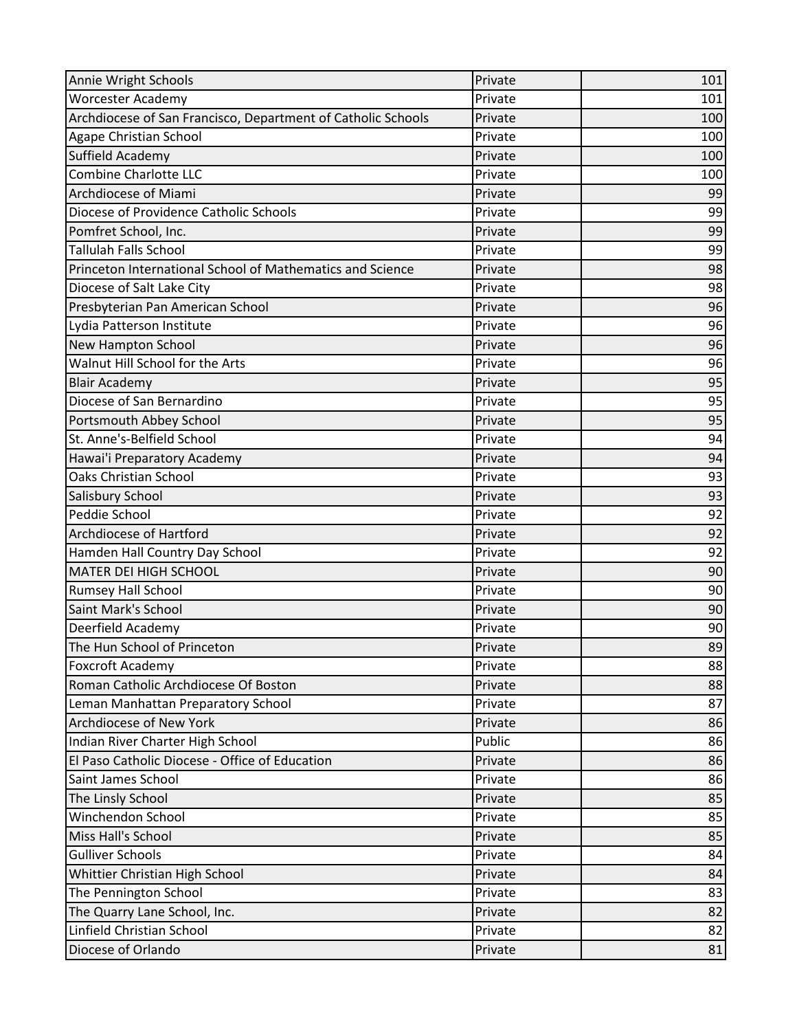| | | |
|---|---|---|
| Annie Wright Schools | Private | 101 |
| Worcester Academy | Private | 101 |
| Archdiocese of San Francisco, Department of Catholic Schools | Private | 100 |
| Agape Christian School | Private | 100 |
| Suffield Academy | Private | 100 |
| Combine Charlotte LLC | Private | 100 |
| Archdiocese of Miami | Private | 99 |
| Diocese of Providence Catholic Schools | Private | 99 |
| Pomfret School, Inc. | Private | 99 |
| Tallulah Falls School | Private | 99 |
| Princeton International School of Mathematics and Science | Private | 98 |
| Diocese of Salt Lake City | Private | 98 |
| Presbyterian Pan American School | Private | 96 |
| Lydia Patterson Institute | Private | 96 |
| New Hampton School | Private | 96 |
| Walnut Hill School for the Arts | Private | 96 |
| Blair Academy | Private | 95 |
| Diocese of San Bernardino | Private | 95 |
| Portsmouth Abbey School | Private | 95 |
| St. Anne's-Belfield School | Private | 94 |
| Hawai'i Preparatory Academy | Private | 94 |
| Oaks Christian School | Private | 93 |
| Salisbury School | Private | 93 |
| Peddie School | Private | 92 |
| Archdiocese of Hartford | Private | 92 |
| Hamden Hall Country Day School | Private | 92 |
| MATER DEI HIGH SCHOOL | Private | 90 |
| Rumsey Hall School | Private | 90 |
| Saint Mark's School | Private | 90 |
| Deerfield Academy | Private | 90 |
| The Hun School of Princeton | Private | 89 |
| Foxcroft Academy | Private | 88 |
| Roman Catholic Archdiocese Of Boston | Private | 88 |
| Leman Manhattan Preparatory School | Private | 87 |
| Archdiocese of New York | Private | 86 |
| Indian River Charter High School | Public | 86 |
| El Paso Catholic Diocese - Office of Education | Private | 86 |
| Saint James School | Private | 86 |
| The Linsly School | Private | 85 |
| Winchendon School | Private | 85 |
| Miss Hall's School | Private | 85 |
| Gulliver Schools | Private | 84 |
| Whittier Christian High School | Private | 84 |
| The Pennington School | Private | 83 |
| The Quarry Lane School, Inc. | Private | 82 |
| Linfield Christian School | Private | 82 |
| Diocese of Orlando | Private | 81 |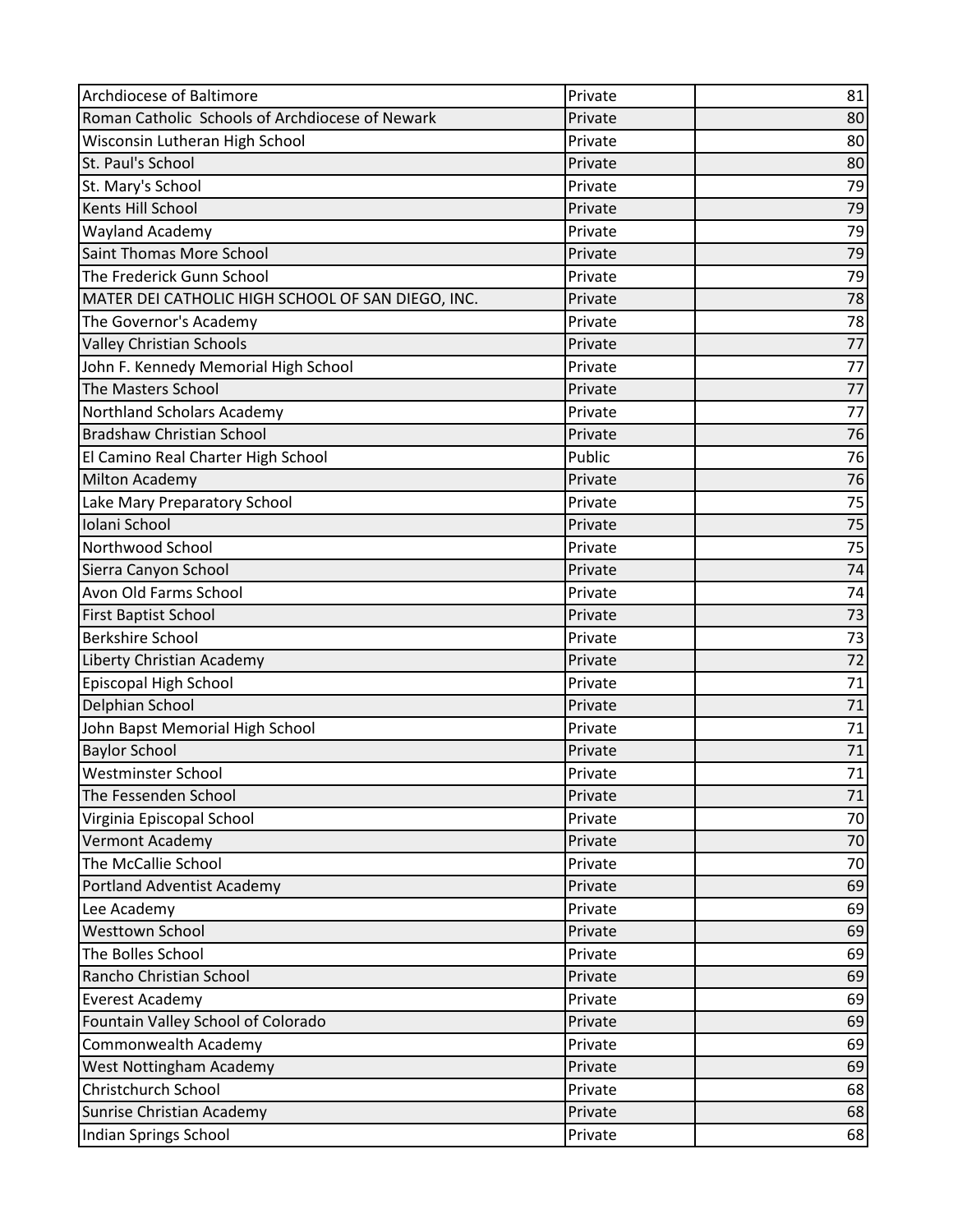| | | |
|---|---|---|
| Archdiocese of Baltimore | Private | 81 |
| Roman Catholic  Schools of Archdiocese of Newark | Private | 80 |
| Wisconsin Lutheran High School | Private | 80 |
| St. Paul's School | Private | 80 |
| St. Mary's School | Private | 79 |
| Kents Hill School | Private | 79 |
| Wayland Academy | Private | 79 |
| Saint Thomas More School | Private | 79 |
| The Frederick Gunn School | Private | 79 |
| MATER DEI CATHOLIC HIGH SCHOOL OF SAN DIEGO, INC. | Private | 78 |
| The Governor's Academy | Private | 78 |
| Valley Christian Schools | Private | 77 |
| John F. Kennedy Memorial High School | Private | 77 |
| The Masters School | Private | 77 |
| Northland Scholars Academy | Private | 77 |
| Bradshaw Christian School | Private | 76 |
| El Camino Real Charter High School | Public | 76 |
| Milton Academy | Private | 76 |
| Lake Mary Preparatory School | Private | 75 |
| Iolani School | Private | 75 |
| Northwood School | Private | 75 |
| Sierra Canyon School | Private | 74 |
| Avon Old Farms School | Private | 74 |
| First Baptist School | Private | 73 |
| Berkshire School | Private | 73 |
| Liberty Christian Academy | Private | 72 |
| Episcopal High School | Private | 71 |
| Delphian School | Private | 71 |
| John Bapst Memorial High School | Private | 71 |
| Baylor School | Private | 71 |
| Westminster School | Private | 71 |
| The Fessenden School | Private | 71 |
| Virginia Episcopal School | Private | 70 |
| Vermont Academy | Private | 70 |
| The McCallie School | Private | 70 |
| Portland Adventist Academy | Private | 69 |
| Lee Academy | Private | 69 |
| Westtown School | Private | 69 |
| The Bolles School | Private | 69 |
| Rancho Christian School | Private | 69 |
| Everest Academy | Private | 69 |
| Fountain Valley School of Colorado | Private | 69 |
| Commonwealth Academy | Private | 69 |
| West Nottingham Academy | Private | 69 |
| Christchurch School | Private | 68 |
| Sunrise Christian Academy | Private | 68 |
| Indian Springs School | Private | 68 |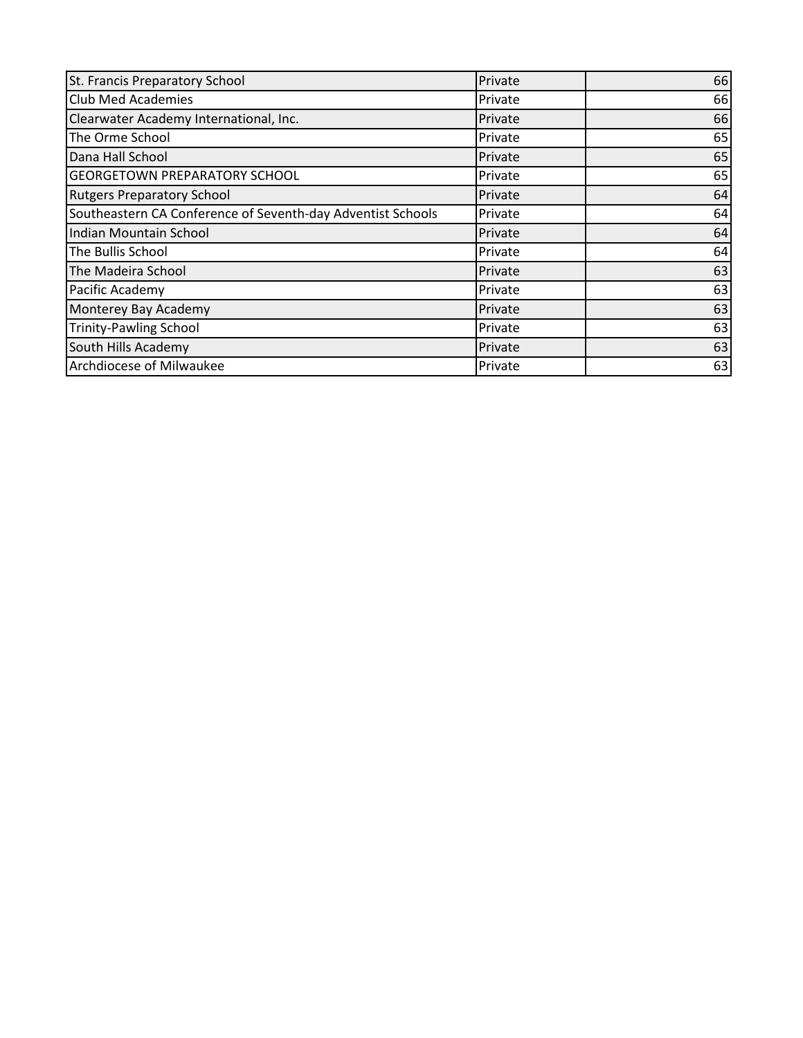| | | |
|---|---|---|
| St. Francis Preparatory School | Private | 66 |
| Club Med Academies | Private | 66 |
| Clearwater Academy International, Inc. | Private | 66 |
| The Orme School | Private | 65 |
| Dana Hall School | Private | 65 |
| GEORGETOWN PREPARATORY SCHOOL | Private | 65 |
| Rutgers Preparatory School | Private | 64 |
| Southeastern CA Conference of Seventh-day Adventist Schools | Private | 64 |
| Indian Mountain School | Private | 64 |
| The Bullis School | Private | 64 |
| The Madeira School | Private | 63 |
| Pacific Academy | Private | 63 |
| Monterey Bay Academy | Private | 63 |
| Trinity-Pawling School | Private | 63 |
| South Hills Academy | Private | 63 |
| Archdiocese of Milwaukee | Private | 63 |